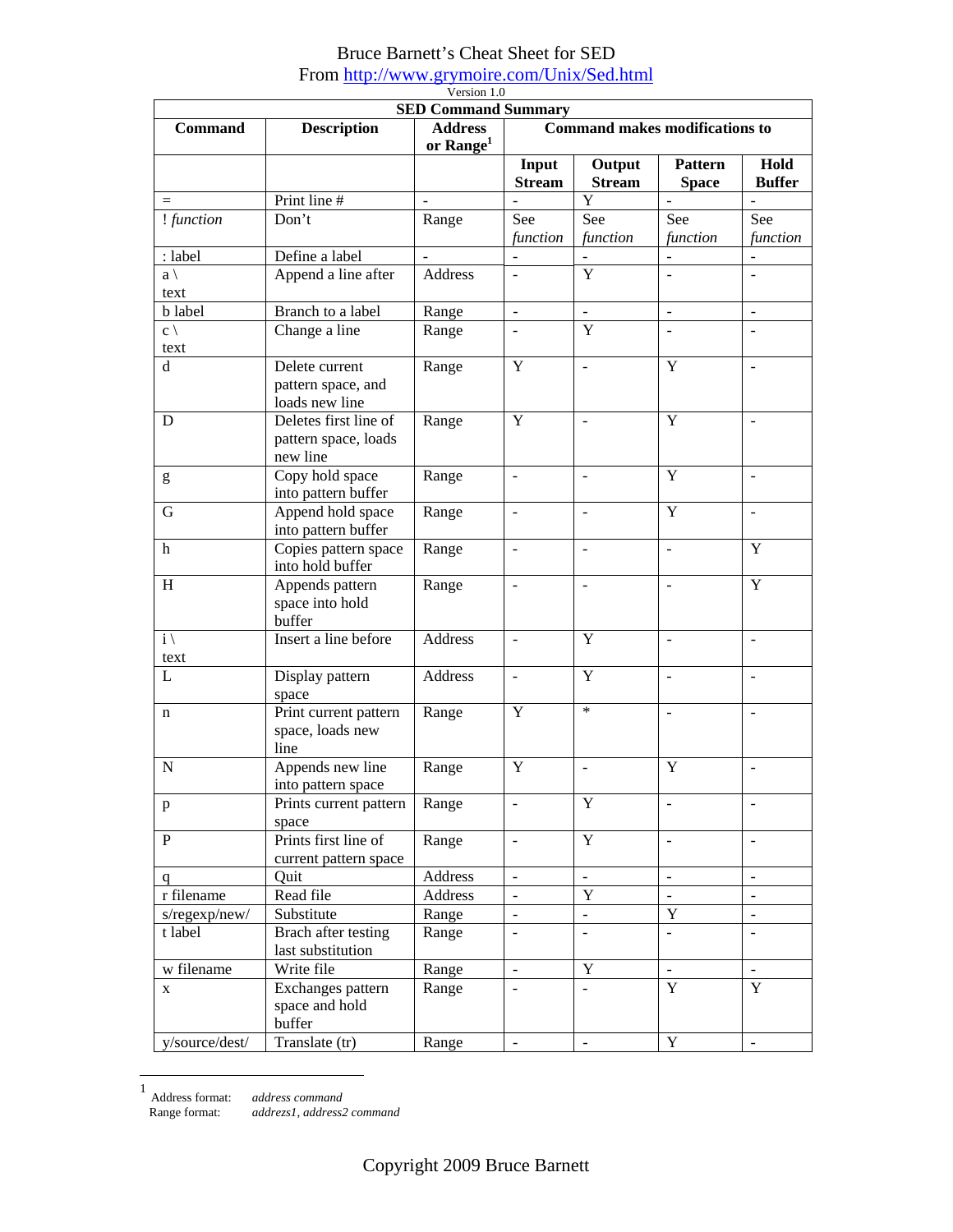# Bruce Barnett's Cheat Sheet for SED

From http://www.grymoire.com/Unix/Sed.html

Version 1.0

| SED Command Summary | | | | | | |
|---|---|---|---|---|---|---|
| **Command** | **Description** | **Address or Range**[1] | **Command makes modifications to** | | | |
| | | | **Input Stream** | **Output Stream** | **Pattern Space** | **Hold Buffer** |
| = | Print line # | - | - | Y | - | - |
| ! *function* | Don't | Range | See *function* | See *function* | See *function* | See *function* |
| : label | Define a label | - | - | - | - | - |
| a \ text | Append a line after | Address | - | Y | - | - |
| b label | Branch to a label | Range | - | - | - | - |
| c \ text | Change a line | Range | - | Y | - | - |
| d | Delete current pattern space, and loads new line | Range | Y | - | Y | - |
| D | Deletes first line of pattern space, loads new line | Range | Y | - | Y | - |
| g | Copy hold space into pattern buffer | Range | - | - | Y | - |
| G | Append hold space into pattern buffer | Range | - | - | Y | - |
| h | Copies pattern space into hold buffer | Range | - | - | - | Y |
| H | Appends pattern space into hold buffer | Range | - | - | - | Y |
| i \ text | Insert a line before | Address | - | Y | - | - |
| L | Display pattern space | Address | - | Y | - | - |
| n | Print current pattern space, loads new line | Range | Y | * | - | - |
| N | Appends new line into pattern space | Range | Y | - | Y | - |
| p | Prints current pattern space | Range | - | Y | - | - |
| P | Prints first line of current pattern space | Range | - | Y | - | - |
| q | Quit | Address | - | - | - | - |
| r filename | Read file | Address | - | Y | - | - |
| s/regexp/new/ | Substitute | Range | - | - | Y | - |
| t label | Brach after testing last substitution | Range | - | - | - | - |
| w filename | Write file | Range | - | Y | - | - |
| x | Exchanges pattern space and hold buffer | Range | - | - | Y | Y |
| y/source/dest/ | Translate (tr) | Range | - | - | Y | - |

[1] Address format: *address command*
Range format: *addrezs1, address2 command*

Copyright 2009 Bruce Barnett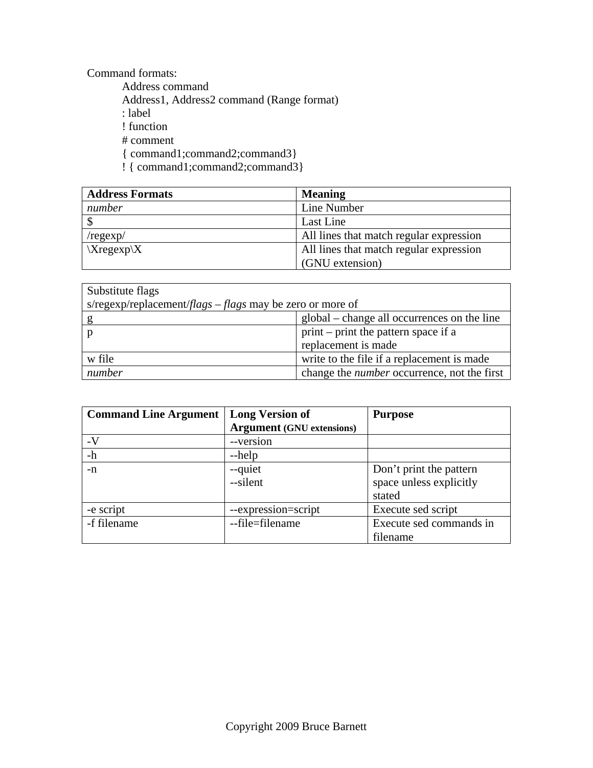Command formats:

- Address command
- Address1, Address2 command (Range format)
- : label
- ! function
- # comment
- { command1;command2;command3}
- ! { command1;command2;command3}

| **Address Formats** | **Meaning** |
| --- | --- |
| *number* | Line Number |
| $ | Last Line |
| /regexp/ | All lines that match regular expression |
| \Xregexp\X | All lines that match regular expression (GNU extension) |

| Substitute flags<br>s/regexp/replacement/*flags* – *flags* may be zero or more of | |
| --- | --- |
| g | global – change all occurrences on the line |
| p | print – print the pattern space if a replacement is made |
| w file | write to the file if a replacement is made |
| *number* | change the *number* occurrence, not the first |

| **Command Line Argument** | **Long Version of Argument** (GNU extensions) | **Purpose** |
| --- | --- | --- |
| -V | --version | |
| -h | --help | |
| -n | --quiet<br>--silent | Don't print the pattern space unless explicitly stated |
| -e script | --expression=script | Execute sed script |
| -f filename | --file=filename | Execute sed commands in filename |

Copyright 2009 Bruce Barnett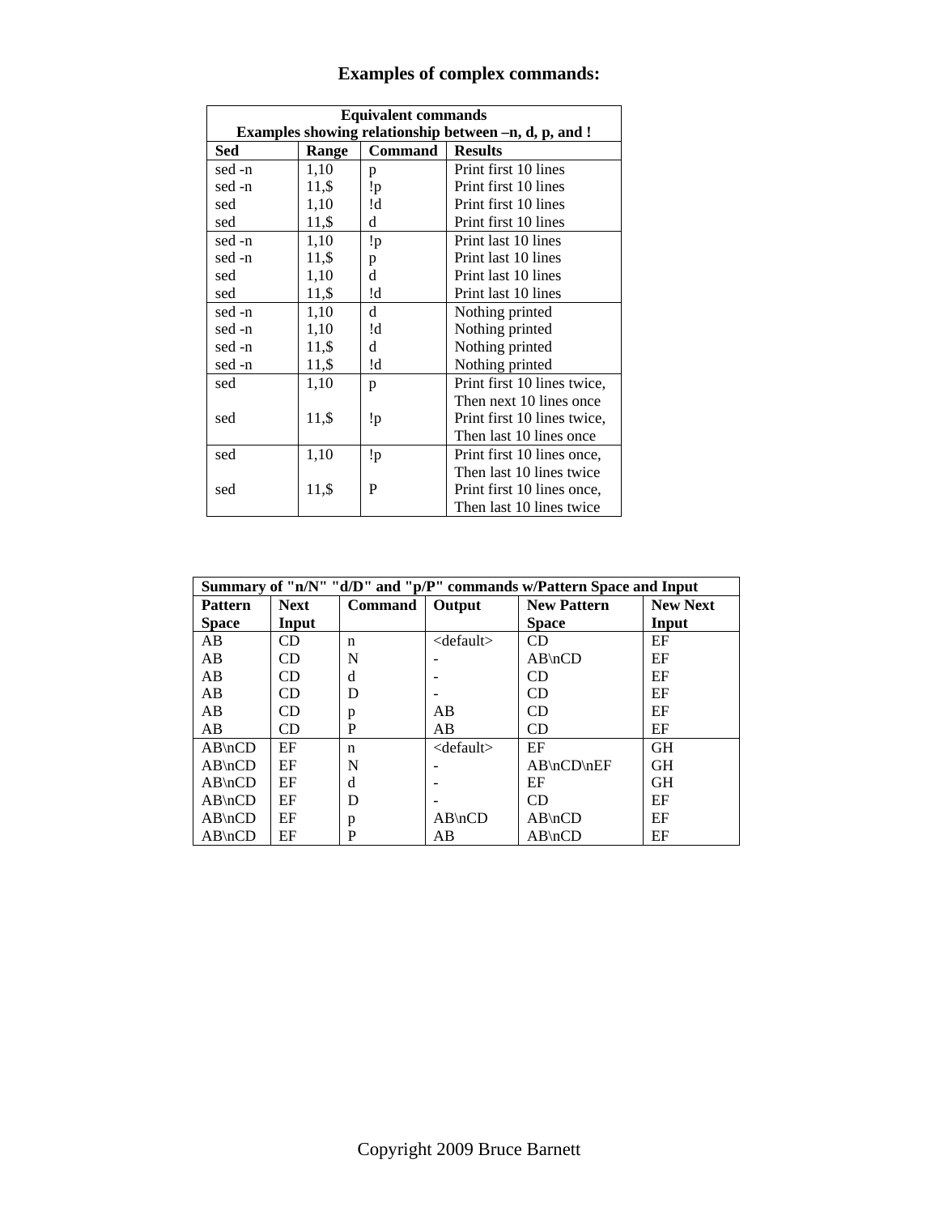# Examples of complex commands:

| **Equivalent commands**<br>**Examples showing relationship between –n, d, p, and !** | | | |
|---|---|---|---|
| **Sed** | **Range** | **Command** | **Results** |
| sed -n | 1,10 | p | Print first 10 lines |
| sed -n | 11,$ | !p | Print first 10 lines |
| sed | 1,10 | !d | Print first 10 lines |
| sed | 11,$ | d | Print first 10 lines |
| sed -n | 1,10 | !p | Print last 10 lines |
| sed -n | 11,$ | p | Print last 10 lines |
| sed | 1,10 | d | Print last 10 lines |
| sed | 11,$ | !d | Print last 10 lines |
| sed -n | 1,10 | d | Nothing printed |
| sed -n | 1,10 | !d | Nothing printed |
| sed -n | 11,$ | d | Nothing printed |
| sed -n | 11,$ | !d | Nothing printed |
| sed | 1,10 | p | Print first 10 lines twice, Then next 10 lines once |
| sed | 11,$ | !p | Print first 10 lines twice, Then last 10 lines once |
| sed | 1,10 | !p | Print first 10 lines once, Then last 10 lines twice |
| sed | 11,$ | P | Print first 10 lines once, Then last 10 lines twice |

| **Summary of "n/N" "d/D" and "p/P" commands w/Pattern Space and Input** | | | | | |
|---|---|---|---|---|---|
| **Pattern Space** | **Next Input** | **Command** | **Output** | **New Pattern Space** | **New Next Input** |
| AB | CD | n | <default> | CD | EF |
| AB | CD | N | - | AB\nCD | EF |
| AB | CD | d | - | CD | EF |
| AB | CD | D | - | CD | EF |
| AB | CD | p | AB | CD | EF |
| AB | CD | P | AB | CD | EF |
| AB\nCD | EF | n | <default> | EF | GH |
| AB\nCD | EF | N | - | AB\nCD\nEF | GH |
| AB\nCD | EF | d | - | EF | GH |
| AB\nCD | EF | D | - | CD | EF |
| AB\nCD | EF | p | AB\nCD | AB\nCD | EF |
| AB\nCD | EF | P | AB | AB\nCD | EF |

Copyright 2009 Bruce Barnett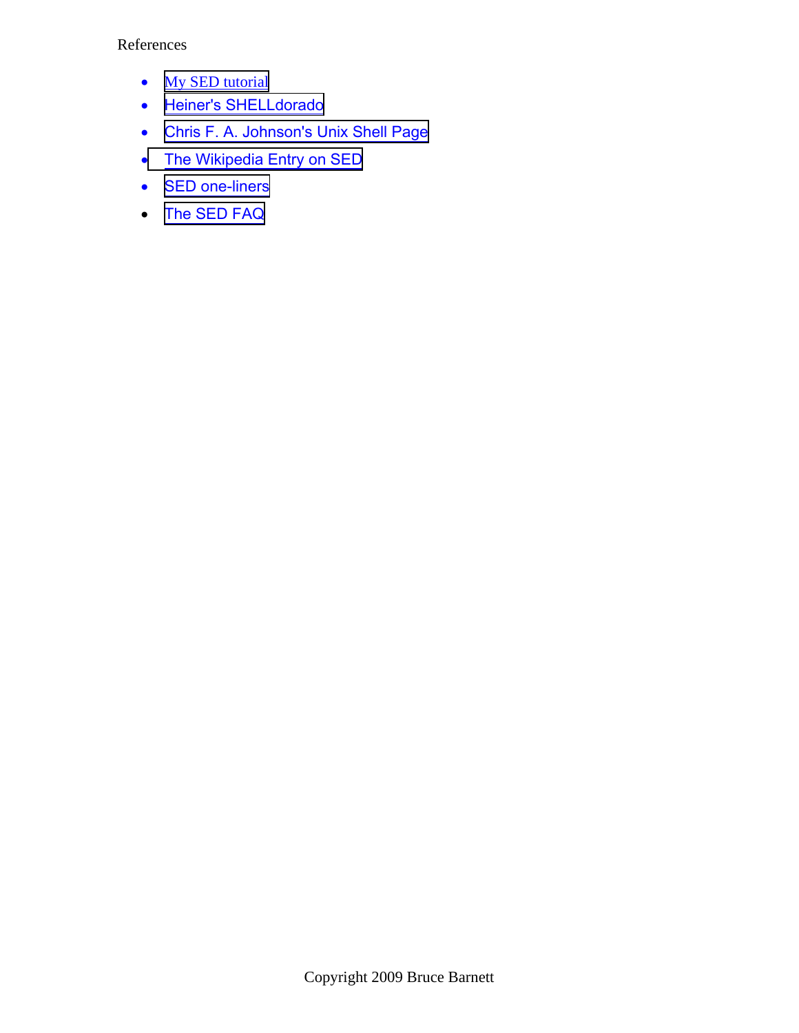References

- My SED tutorial
- Heiner's SHELLdorado
- Chris F. A. Johnson's Unix Shell Page
- The Wikipedia Entry on SED
- SED one-liners
- The SED FAQ

Copyright 2009 Bruce Barnett